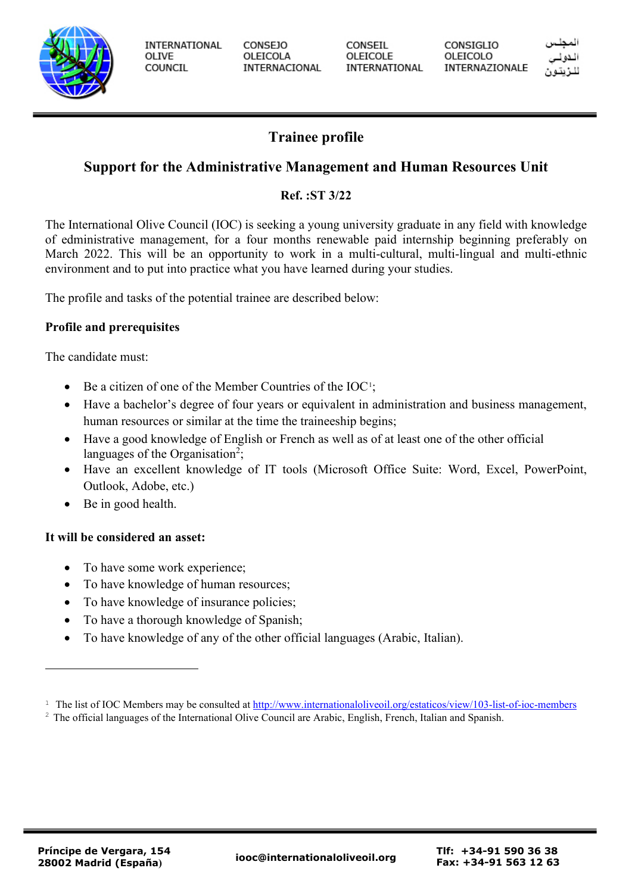INTERNATIONAL OLIVE COUNCIL | CONSEJO OLEICOLA INTERNACIONAL | CONSEIL OLEICOLE INTERNATIONAL | CONSIGLIO OLEICOLO INTERNAZIONALE | المجلس الدولي للزيتون

# Trainee profile

## Support for the Administrative Management and Human Resources Unit

**Ref. :ST 3/22**

The International Olive Council (IOC) is seeking a young university graduate in any field with knowledge of edministrative management, for a four months renewable paid internship beginning preferably on March 2022. This will be an opportunity to work in a multi-cultural, multi-lingual and multi-ethnic environment and to put into practice what you have learned during your studies.

The profile and tasks of the potential trainee are described below:

**Profile and prerequisites**

The candidate must:

- Be a citizen of one of the Member Countries of the IOC[1];
- Have a bachelor's degree of four years or equivalent in administration and business management, human resources or similar at the time the traineeship begins;
- Have a good knowledge of English or French as well as of at least one of the other official languages of the Organisation[2];
- Have an excellent knowledge of IT tools (Microsoft Office Suite: Word, Excel, PowerPoint, Outlook, Adobe, etc.)
- Be in good health.

**It will be considered an asset:**

- To have some work experience;
- To have knowledge of human resources;
- To have knowledge of insurance policies;
- To have a thorough knowledge of Spanish;
- To have knowledge of any of the other official languages (Arabic, Italian).

---

[1] The list of IOC Members may be consulted at http://www.internationaloliveoil.org/estaticos/view/103-list-of-ioc-members

[2] The official languages of the International Olive Council are Arabic, English, French, Italian and Spanish.

Príncipe de Vergara, 154
28002 Madrid (España)

iooc@internationaloliveoil.org

Tlf: +34-91 590 36 38
Fax: +34-91 563 12 63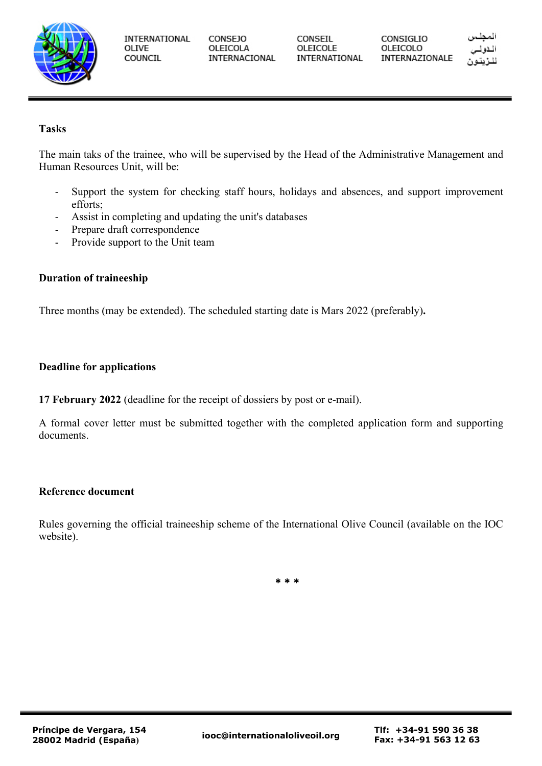**Tasks**

The main taks of the trainee, who will be supervised by the Head of the Administrative Management and Human Resources Unit, will be:

- Support the system for checking staff hours, holidays and absences, and support improvement efforts;
- Assist in completing and updating the unit's databases
- Prepare draft correspondence
- Provide support to the Unit team

**Duration of traineeship**

Three months (may be extended). The scheduled starting date is Mars 2022 (preferably)**.**

**Deadline for applications**

**17 February 2022** (deadline for the receipt of dossiers by post or e-mail).

A formal cover letter must be submitted together with the completed application form and supporting documents.

**Reference document**

Rules governing the official traineeship scheme of the International Olive Council (available on the IOC website).

\* \* \*